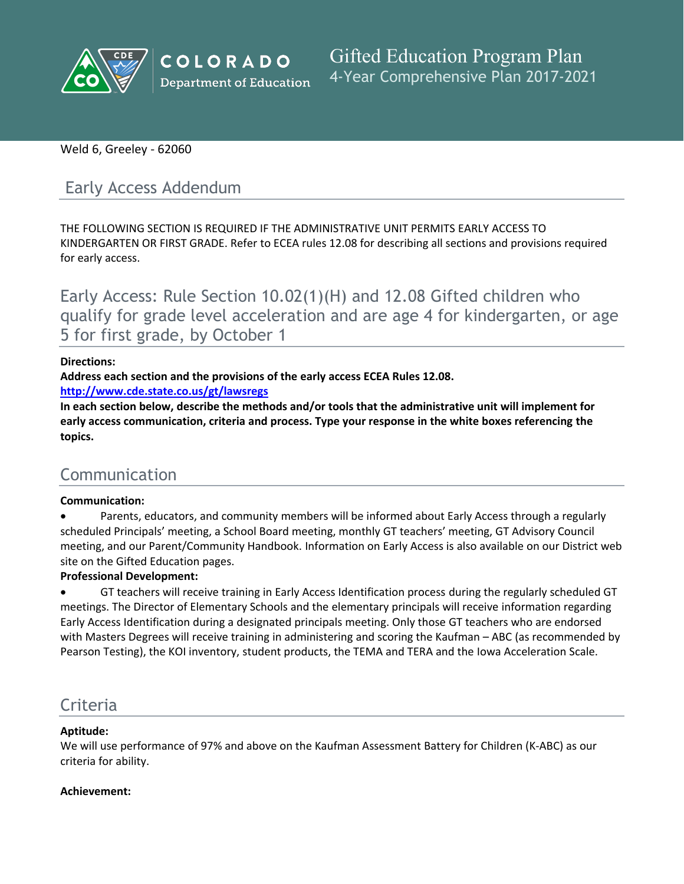# Gifted Education Program Plan
4-Year Comprehensive Plan 2017-2021

Weld 6, Greeley - 62060

## Early Access Addendum

THE FOLLOWING SECTION IS REQUIRED IF THE ADMINISTRATIVE UNIT PERMITS EARLY ACCESS TO KINDERGARTEN OR FIRST GRADE. Refer to ECEA rules 12.08 for describing all sections and provisions required for early access.

## Early Access: Rule Section 10.02(1)(H) and 12.08 Gifted children who qualify for grade level acceleration and are age 4 for kindergarten, or age 5 for first grade, by October 1

**Directions:**

**Address each section and the provisions of the early access ECEA Rules 12.08.**

**http://www.cde.state.co.us/gt/lawsregs**

**In each section below, describe the methods and/or tools that the administrative unit will implement for early access communication, criteria and process. Type your response in the white boxes referencing the topics.**

## Communication

**Communication:**

- Parents, educators, and community members will be informed about Early Access through a regularly scheduled Principals' meeting, a School Board meeting, monthly GT teachers' meeting, GT Advisory Council meeting, and our Parent/Community Handbook. Information on Early Access is also available on our District web site on the Gifted Education pages.

**Professional Development:**

- GT teachers will receive training in Early Access Identification process during the regularly scheduled GT meetings. The Director of Elementary Schools and the elementary principals will receive information regarding Early Access Identification during a designated principals meeting. Only those GT teachers who are endorsed with Masters Degrees will receive training in administering and scoring the Kaufman – ABC (as recommended by Pearson Testing), the KOI inventory, student products, the TEMA and TERA and the Iowa Acceleration Scale.

## Criteria

**Aptitude:**

We will use performance of 97% and above on the Kaufman Assessment Battery for Children (K-ABC) as our criteria for ability.

**Achievement:**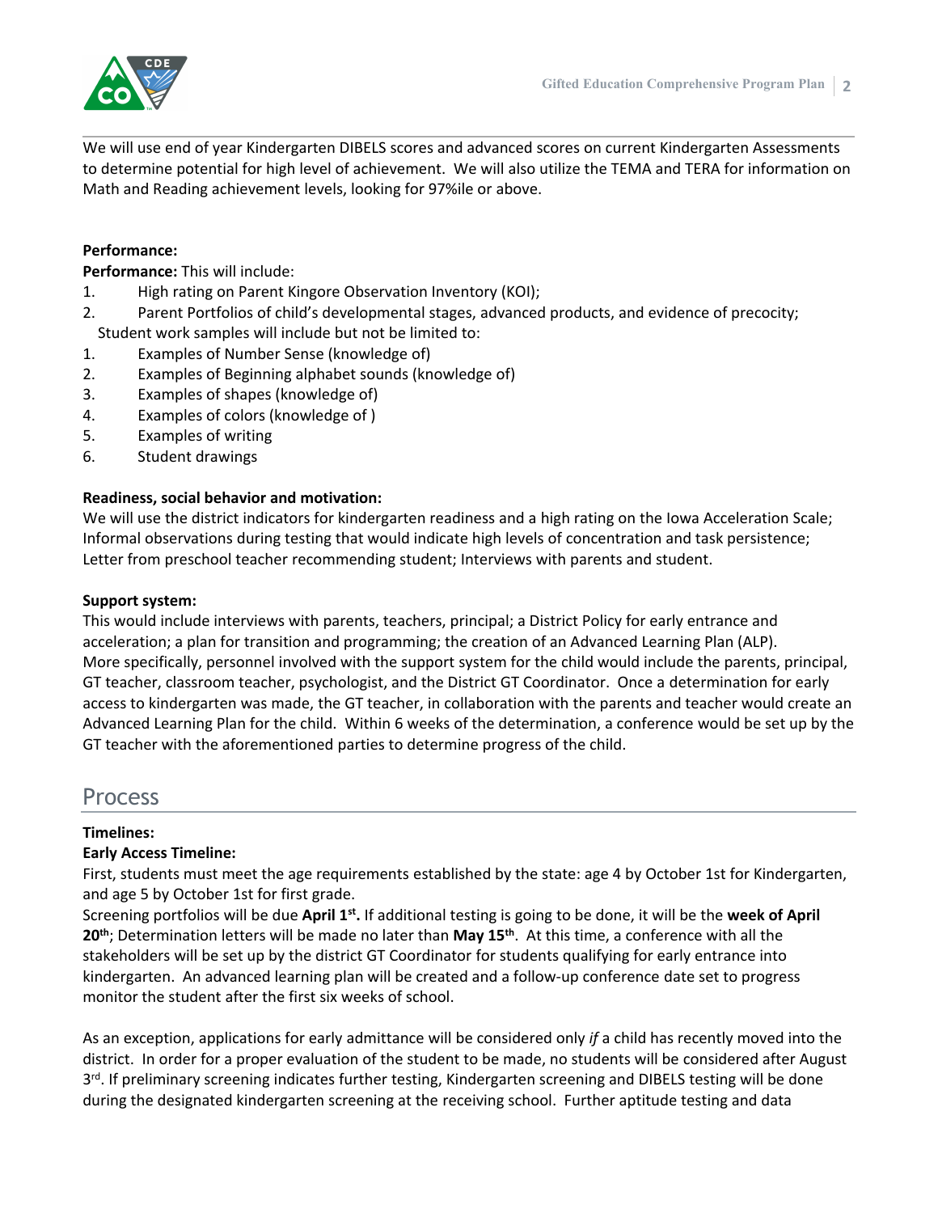We will use end of year Kindergarten DIBELS scores and advanced scores on current Kindergarten Assessments to determine potential for high level of achievement. We will also utilize the TEMA and TERA for information on Math and Reading achievement levels, looking for 97%ile or above.

**Performance:**

**Performance:** This will include:

1. High rating on Parent Kingore Observation Inventory (KOI);
2. Parent Portfolios of child's developmental stages, advanced products, and evidence of precocity;

Student work samples will include but not be limited to:

1. Examples of Number Sense (knowledge of)
2. Examples of Beginning alphabet sounds (knowledge of)
3. Examples of shapes (knowledge of)
4. Examples of colors (knowledge of )
5. Examples of writing
6. Student drawings

**Readiness, social behavior and motivation:**

We will use the district indicators for kindergarten readiness and a high rating on the Iowa Acceleration Scale; Informal observations during testing that would indicate high levels of concentration and task persistence; Letter from preschool teacher recommending student; Interviews with parents and student.

**Support system:**

This would include interviews with parents, teachers, principal; a District Policy for early entrance and acceleration; a plan for transition and programming; the creation of an Advanced Learning Plan (ALP). More specifically, personnel involved with the support system for the child would include the parents, principal, GT teacher, classroom teacher, psychologist, and the District GT Coordinator. Once a determination for early access to kindergarten was made, the GT teacher, in collaboration with the parents and teacher would create an Advanced Learning Plan for the child. Within 6 weeks of the determination, a conference would be set up by the GT teacher with the aforementioned parties to determine progress of the child.

## Process

**Timelines:**

**Early Access Timeline:**

First, students must meet the age requirements established by the state: age 4 by October 1st for Kindergarten, and age 5 by October 1st for first grade.

Screening portfolios will be due **April 1st.** If additional testing is going to be done, it will be the **week of April 20th**; Determination letters will be made no later than **May 15th**. At this time, a conference with all the stakeholders will be set up by the district GT Coordinator for students qualifying for early entrance into kindergarten. An advanced learning plan will be created and a follow-up conference date set to progress monitor the student after the first six weeks of school.

As an exception, applications for early admittance will be considered only *if* a child has recently moved into the district. In order for a proper evaluation of the student to be made, no students will be considered after August 3rd. If preliminary screening indicates further testing, Kindergarten screening and DIBELS testing will be done during the designated kindergarten screening at the receiving school. Further aptitude testing and data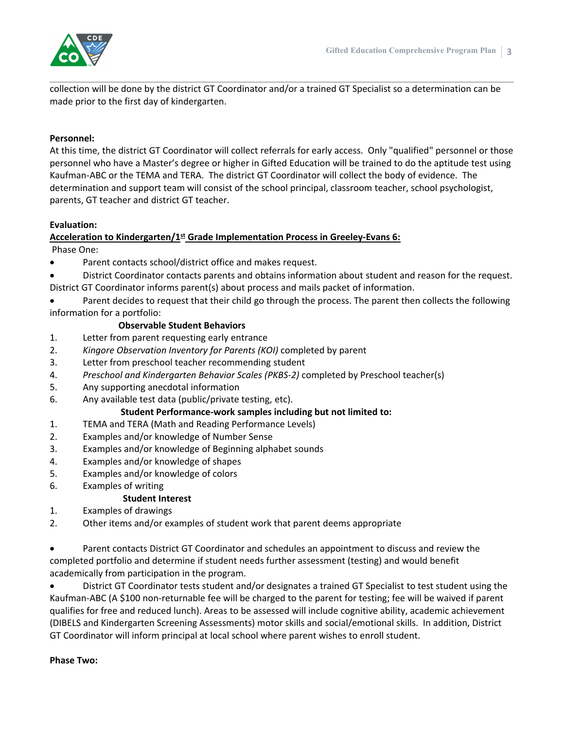collection will be done by the district GT Coordinator and/or a trained GT Specialist so a determination can be made prior to the first day of kindergarten.

**Personnel:**

At this time, the district GT Coordinator will collect referrals for early access. Only "qualified" personnel or those personnel who have a Master's degree or higher in Gifted Education will be trained to do the aptitude test using Kaufman-ABC or the TEMA and TERA. The district GT Coordinator will collect the body of evidence. The determination and support team will consist of the school principal, classroom teacher, school psychologist, parents, GT teacher and district GT teacher.

**Evaluation:**

**Acceleration to Kindergarten/1st Grade Implementation Process in Greeley-Evans 6:**

Phase One:

- Parent contacts school/district office and makes request.
- District Coordinator contacts parents and obtains information about student and reason for the request. District GT Coordinator informs parent(s) about process and mails packet of information.
- Parent decides to request that their child go through the process. The parent then collects the following information for a portfolio:

**Observable Student Behaviors**

1. Letter from parent requesting early entrance
2. *Kingore Observation Inventory for Parents (KOI)* completed by parent
3. Letter from preschool teacher recommending student
4. *Preschool and Kindergarten Behavior Scales (PKBS-2)* completed by Preschool teacher(s)
5. Any supporting anecdotal information
6. Any available test data (public/private testing, etc).

**Student Performance-work samples including but not limited to:**

1. TEMA and TERA (Math and Reading Performance Levels)
2. Examples and/or knowledge of Number Sense
3. Examples and/or knowledge of Beginning alphabet sounds
4. Examples and/or knowledge of shapes
5. Examples and/or knowledge of colors
6. Examples of writing

**Student Interest**

1. Examples of drawings
2. Other items and/or examples of student work that parent deems appropriate

- Parent contacts District GT Coordinator and schedules an appointment to discuss and review the completed portfolio and determine if student needs further assessment (testing) and would benefit academically from participation in the program.
- District GT Coordinator tests student and/or designates a trained GT Specialist to test student using the Kaufman-ABC (A $100 non-returnable fee will be charged to the parent for testing; fee will be waived if parent qualifies for free and reduced lunch). Areas to be assessed will include cognitive ability, academic achievement (DIBELS and Kindergarten Screening Assessments) motor skills and social/emotional skills. In addition, District GT Coordinator will inform principal at local school where parent wishes to enroll student.

**Phase Two:**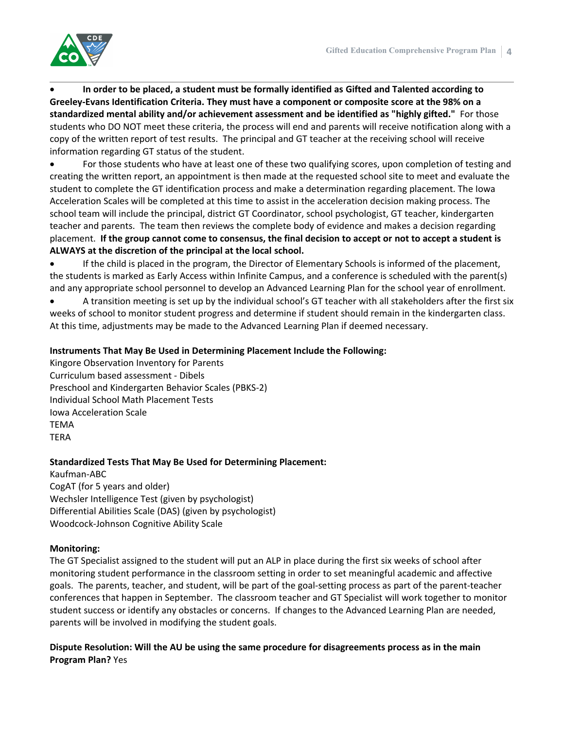- **In order to be placed, a student must be formally identified as Gifted and Talented according to Greeley-Evans Identification Criteria. They must have a component or composite score at the 98% on a standardized mental ability and/or achievement assessment and be identified as "highly gifted."** For those students who DO NOT meet these criteria, the process will end and parents will receive notification along with a copy of the written report of test results. The principal and GT teacher at the receiving school will receive information regarding GT status of the student.
- For those students who have at least one of these two qualifying scores, upon completion of testing and creating the written report, an appointment is then made at the requested school site to meet and evaluate the student to complete the GT identification process and make a determination regarding placement. The Iowa Acceleration Scales will be completed at this time to assist in the acceleration decision making process. The school team will include the principal, district GT Coordinator, school psychologist, GT teacher, kindergarten teacher and parents. The team then reviews the complete body of evidence and makes a decision regarding placement. **If the group cannot come to consensus, the final decision to accept or not to accept a student is ALWAYS at the discretion of the principal at the local school.**
- If the child is placed in the program, the Director of Elementary Schools is informed of the placement, the students is marked as Early Access within Infinite Campus, and a conference is scheduled with the parent(s) and any appropriate school personnel to develop an Advanced Learning Plan for the school year of enrollment.
- A transition meeting is set up by the individual school's GT teacher with all stakeholders after the first six weeks of school to monitor student progress and determine if student should remain in the kindergarten class. At this time, adjustments may be made to the Advanced Learning Plan if deemed necessary.

**Instruments That May Be Used in Determining Placement Include the Following:**

Kingore Observation Inventory for Parents
Curriculum based assessment - Dibels
Preschool and Kindergarten Behavior Scales (PBKS-2)
Individual School Math Placement Tests
Iowa Acceleration Scale
TEMA
TERA

**Standardized Tests That May Be Used for Determining Placement:**

Kaufman-ABC
CogAT (for 5 years and older)
Wechsler Intelligence Test (given by psychologist)
Differential Abilities Scale (DAS) (given by psychologist)
Woodcock-Johnson Cognitive Ability Scale

**Monitoring:**

The GT Specialist assigned to the student will put an ALP in place during the first six weeks of school after monitoring student performance in the classroom setting in order to set meaningful academic and affective goals. The parents, teacher, and student, will be part of the goal-setting process as part of the parent-teacher conferences that happen in September. The classroom teacher and GT Specialist will work together to monitor student success or identify any obstacles or concerns. If changes to the Advanced Learning Plan are needed, parents will be involved in modifying the student goals.

**Dispute Resolution: Will the AU be using the same procedure for disagreements process as in the main Program Plan?** Yes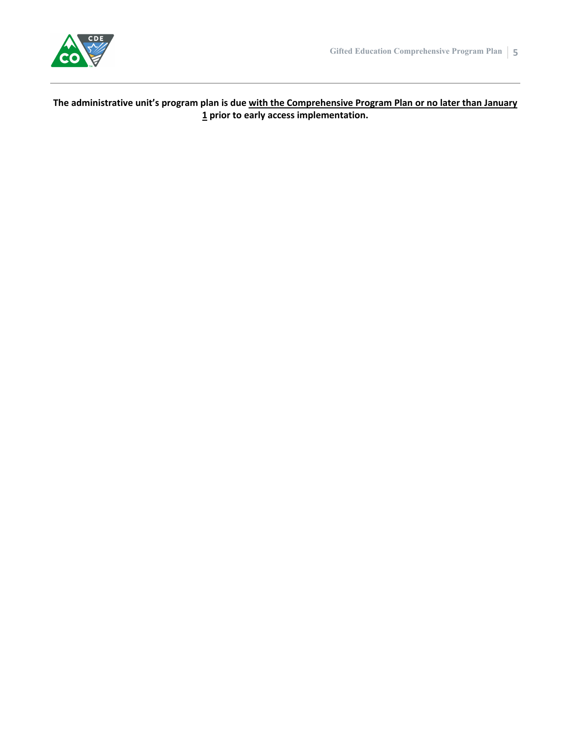**The administrative unit's program plan is due with the Comprehensive Program Plan or no later than January 1 prior to early access implementation.**